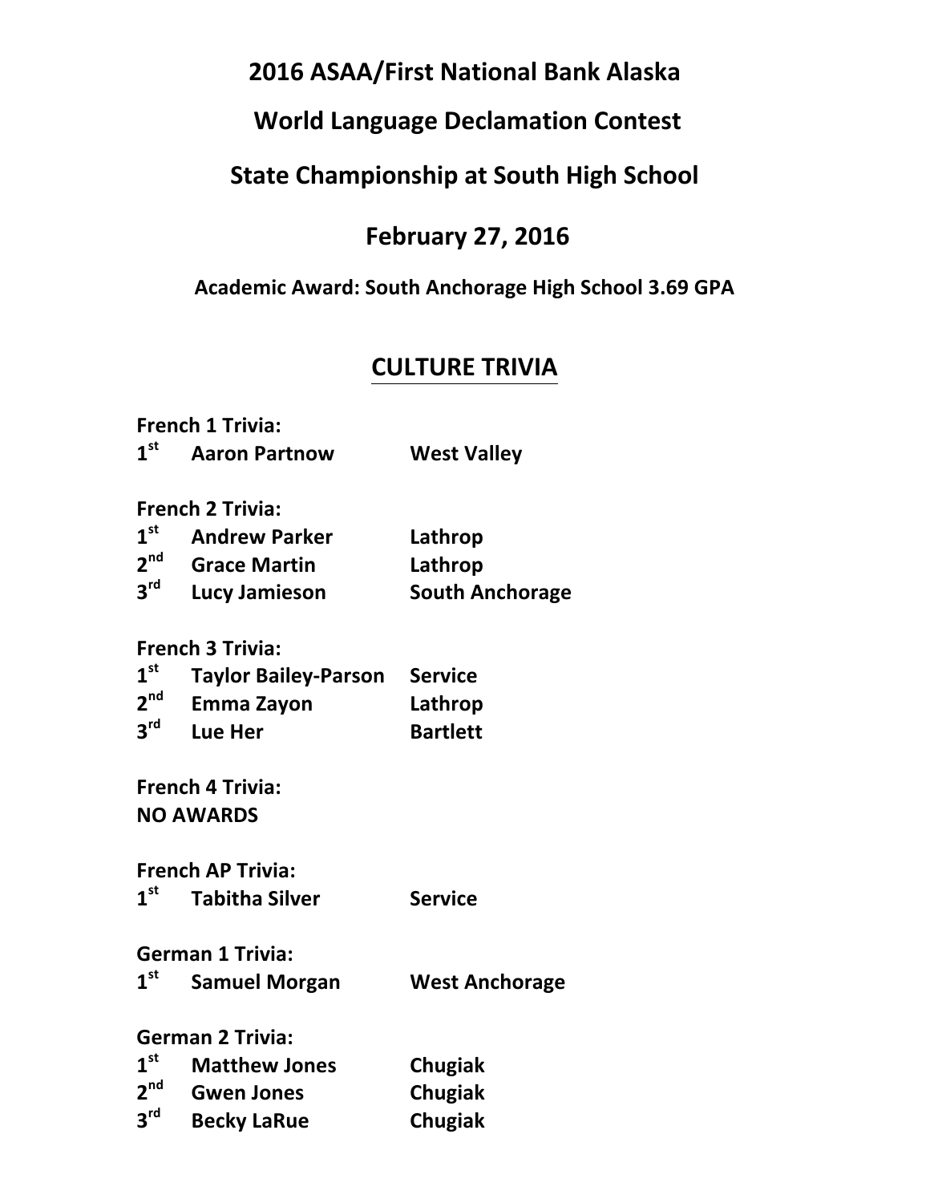# 2016 ASAA/First National Bank Alaska

# World Language Declamation Contest

# State Championship at South High School

# February 27, 2016

**Academic Award: South Anchorage High School 3.69 GPA**

## CULTURE TRIVIA

**French 1 Trivia:**

| | | |
|---|---|---|
| 1st | Aaron Partnow | West Valley |

**French 2 Trivia:**

| | | |
|---|---|---|
| 1st | Andrew Parker | Lathrop |
| 2nd | Grace Martin | Lathrop |
| 3rd | Lucy Jamieson | South Anchorage |

**French 3 Trivia:**

| | | |
|---|---|---|
| 1st | Taylor Bailey-Parson | Service |
| 2nd | Emma Zayon | Lathrop |
| 3rd | Lue Her | Bartlett |

**French 4 Trivia:**

**NO AWARDS**

**French AP Trivia:**

| | | |
|---|---|---|
| 1st | Tabitha Silver | Service |

**German 1 Trivia:**

| | | |
|---|---|---|
| 1st | Samuel Morgan | West Anchorage |

**German 2 Trivia:**

| | | |
|---|---|---|
| 1st | Matthew Jones | Chugiak |
| 2nd | Gwen Jones | Chugiak |
| 3rd | Becky LaRue | Chugiak |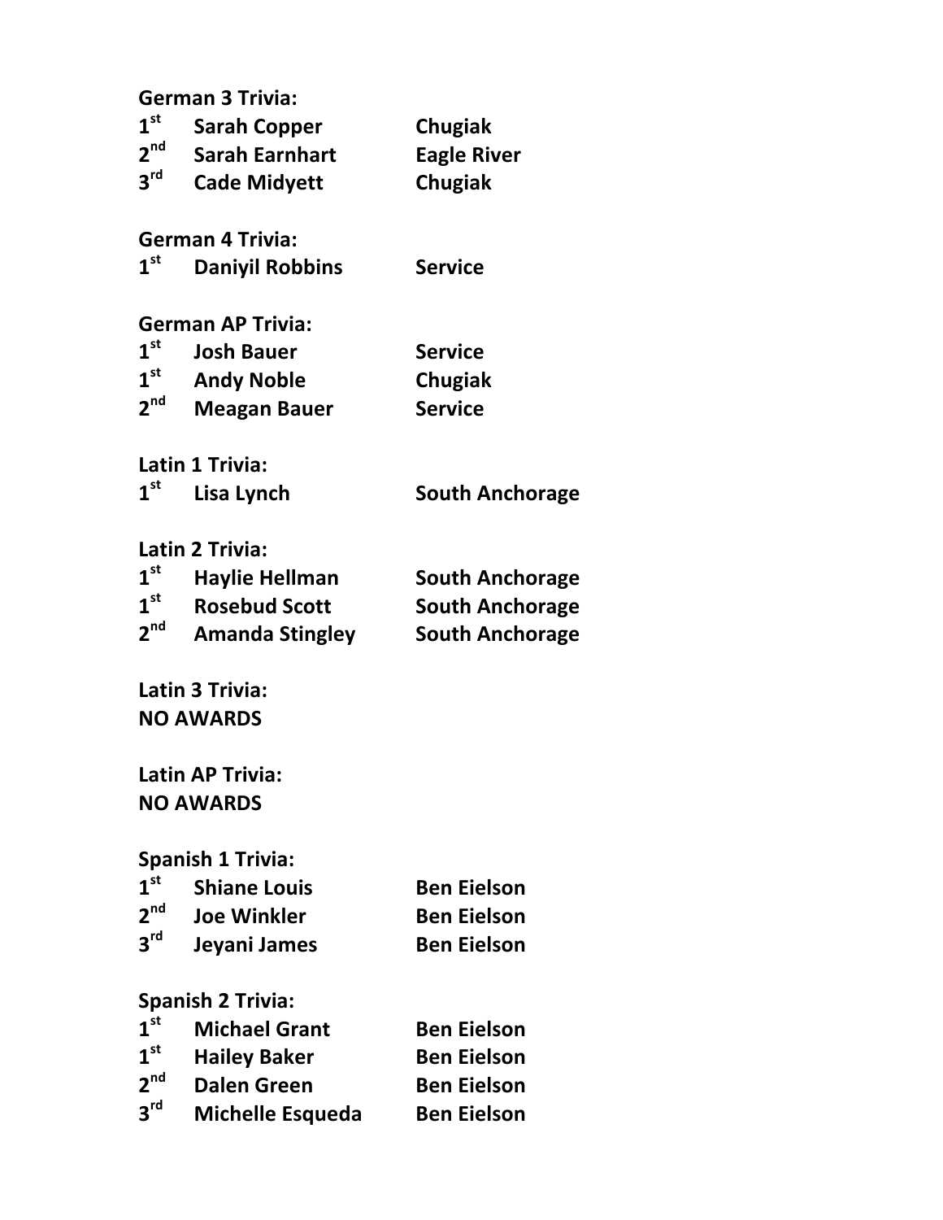**German 3 Trivia:**

| | | |
|---|---|---|
| **1st** | **Sarah Copper** | **Chugiak** |
| **2nd** | **Sarah Earnhart** | **Eagle River** |
| **3rd** | **Cade Midyett** | **Chugiak** |

**German 4 Trivia:**

| | | |
|---|---|---|
| **1st** | **Daniyil Robbins** | **Service** |

**German AP Trivia:**

| | | |
|---|---|---|
| **1st** | **Josh Bauer** | **Service** |
| **1st** | **Andy Noble** | **Chugiak** |
| **2nd** | **Meagan Bauer** | **Service** |

**Latin 1 Trivia:**

| | | |
|---|---|---|
| **1st** | **Lisa Lynch** | **South Anchorage** |

**Latin 2 Trivia:**

| | | |
|---|---|---|
| **1st** | **Haylie Hellman** | **South Anchorage** |
| **1st** | **Rosebud Scott** | **South Anchorage** |
| **2nd** | **Amanda Stingley** | **South Anchorage** |

**Latin 3 Trivia:**
**NO AWARDS**

**Latin AP Trivia:**
**NO AWARDS**

**Spanish 1 Trivia:**

| | | |
|---|---|---|
| **1st** | **Shiane Louis** | **Ben Eielson** |
| **2nd** | **Joe Winkler** | **Ben Eielson** |
| **3rd** | **Jeyani James** | **Ben Eielson** |

**Spanish 2 Trivia:**

| | | |
|---|---|---|
| **1st** | **Michael Grant** | **Ben Eielson** |
| **1st** | **Hailey Baker** | **Ben Eielson** |
| **2nd** | **Dalen Green** | **Ben Eielson** |
| **3rd** | **Michelle Esqueda** | **Ben Eielson** |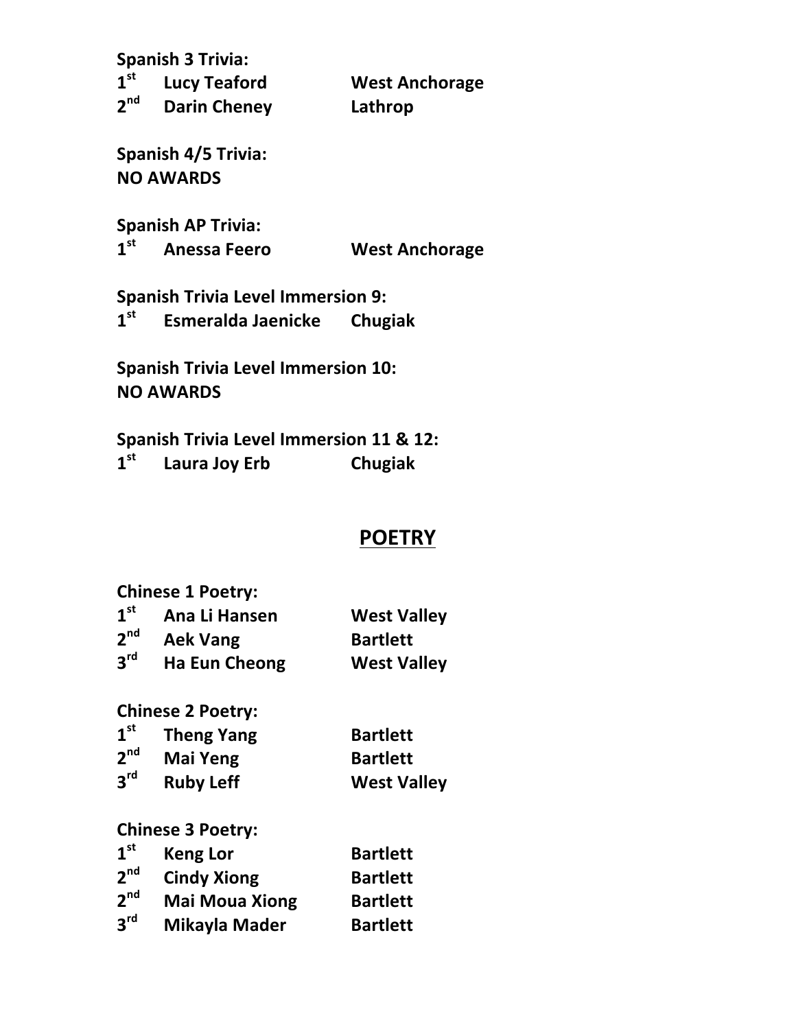**Spanish 3 Trivia:**

| | | |
|---|---|---|
| **1st** | **Lucy Teaford** | **West Anchorage** |
| **2nd** | **Darin Cheney** | **Lathrop** |

**Spanish 4/5 Trivia:**
**NO AWARDS**

**Spanish AP Trivia:**

| | | |
|---|---|---|
| **1st** | **Anessa Feero** | **West Anchorage** |

**Spanish Trivia Level Immersion 9:**

| | | |
|---|---|---|
| **1st** | **Esmeralda Jaenicke** | **Chugiak** |

**Spanish Trivia Level Immersion 10:**
**NO AWARDS**

**Spanish Trivia Level Immersion 11 & 12:**

| | | |
|---|---|---|
| **1st** | **Laura Joy Erb** | **Chugiak** |

## POETRY

**Chinese 1 Poetry:**

| | | |
|---|---|---|
| **1st** | **Ana Li Hansen** | **West Valley** |
| **2nd** | **Aek Vang** | **Bartlett** |
| **3rd** | **Ha Eun Cheong** | **West Valley** |

**Chinese 2 Poetry:**

| | | |
|---|---|---|
| **1st** | **Theng Yang** | **Bartlett** |
| **2nd** | **Mai Yeng** | **Bartlett** |
| **3rd** | **Ruby Leff** | **West Valley** |

**Chinese 3 Poetry:**

| | | |
|---|---|---|
| **1st** | **Keng Lor** | **Bartlett** |
| **2nd** | **Cindy Xiong** | **Bartlett** |
| **2nd** | **Mai Moua Xiong** | **Bartlett** |
| **3rd** | **Mikayla Mader** | **Bartlett** |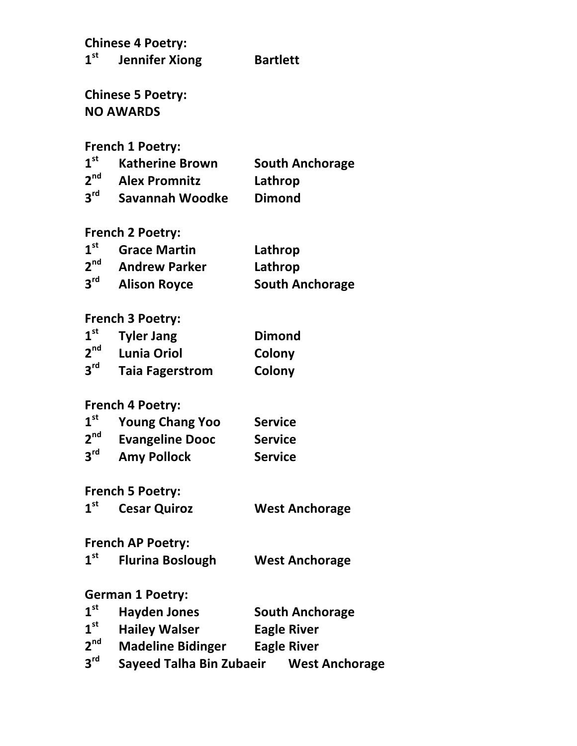**Chinese 4 Poetry:**

| | | |
|---|---|---|
| **1st** | **Jennifer Xiong** | **Bartlett** |

**Chinese 5 Poetry:**
**NO AWARDS**

**French 1 Poetry:**

| | | |
|---|---|---|
| **1st** | **Katherine Brown** | **South Anchorage** |
| **2nd** | **Alex Promnitz** | **Lathrop** |
| **3rd** | **Savannah Woodke** | **Dimond** |

**French 2 Poetry:**

| | | |
|---|---|---|
| **1st** | **Grace Martin** | **Lathrop** |
| **2nd** | **Andrew Parker** | **Lathrop** |
| **3rd** | **Alison Royce** | **South Anchorage** |

**French 3 Poetry:**

| | | |
|---|---|---|
| **1st** | **Tyler Jang** | **Dimond** |
| **2nd** | **Lunia Oriol** | **Colony** |
| **3rd** | **Taia Fagerstrom** | **Colony** |

**French 4 Poetry:**

| | | |
|---|---|---|
| **1st** | **Young Chang Yoo** | **Service** |
| **2nd** | **Evangeline Dooc** | **Service** |
| **3rd** | **Amy Pollock** | **Service** |

**French 5 Poetry:**

| | | |
|---|---|---|
| **1st** | **Cesar Quiroz** | **West Anchorage** |

**French AP Poetry:**

| | | |
|---|---|---|
| **1st** | **Flurina Boslough** | **West Anchorage** |

**German 1 Poetry:**

| | | |
|---|---|---|
| **1st** | **Hayden Jones** | **South Anchorage** |
| **1st** | **Hailey Walser** | **Eagle River** |
| **2nd** | **Madeline Bidinger** | **Eagle River** |
| **3rd** | **Sayeed Talha Bin Zubaeir** | **West Anchorage** |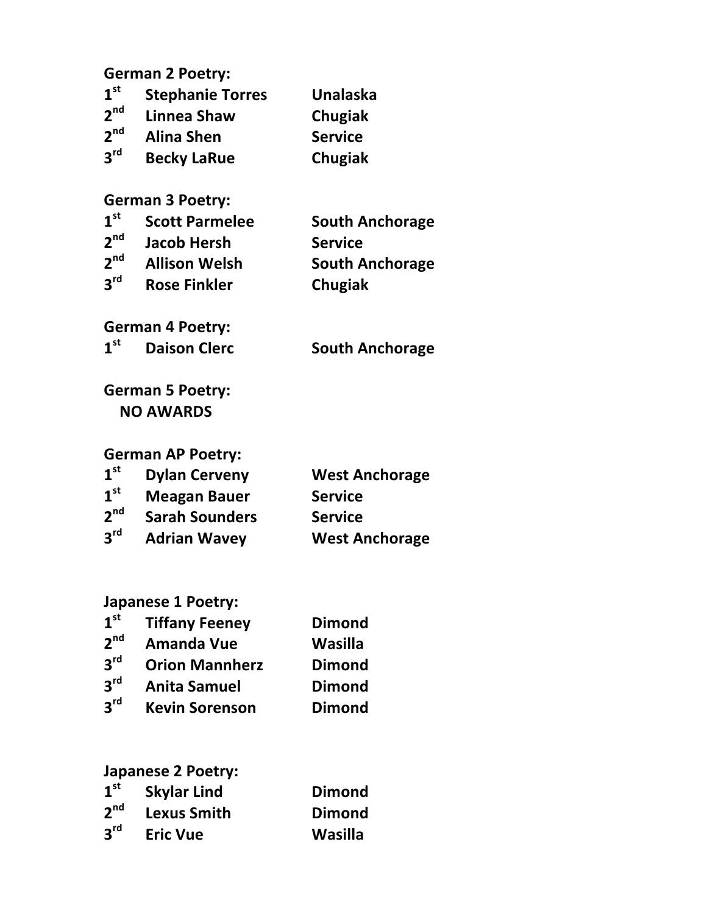**German 2 Poetry:**

| | | |
|---|---|---|
| 1st | Stephanie Torres | Unalaska |
| 2nd | Linnea Shaw | Chugiak |
| 2nd | Alina Shen | Service |
| 3rd | Becky LaRue | Chugiak |

**German 3 Poetry:**

| | | |
|---|---|---|
| 1st | Scott Parmelee | South Anchorage |
| 2nd | Jacob Hersh | Service |
| 2nd | Allison Welsh | South Anchorage |
| 3rd | Rose Finkler | Chugiak |

**German 4 Poetry:**

| | | |
|---|---|---|
| 1st | Daison Clerc | South Anchorage |

**German 5 Poetry:**

**NO AWARDS**

**German AP Poetry:**

| | | |
|---|---|---|
| 1st | Dylan Cerveny | West Anchorage |
| 1st | Meagan Bauer | Service |
| 2nd | Sarah Sounders | Service |
| 3rd | Adrian Wavey | West Anchorage |

**Japanese 1 Poetry:**

| | | |
|---|---|---|
| 1st | Tiffany Feeney | Dimond |
| 2nd | Amanda Vue | Wasilla |
| 3rd | Orion Mannherz | Dimond |
| 3rd | Anita Samuel | Dimond |
| 3rd | Kevin Sorenson | Dimond |

**Japanese 2 Poetry:**

| | | |
|---|---|---|
| 1st | Skylar Lind | Dimond |
| 2nd | Lexus Smith | Dimond |
| 3rd | Eric Vue | Wasilla |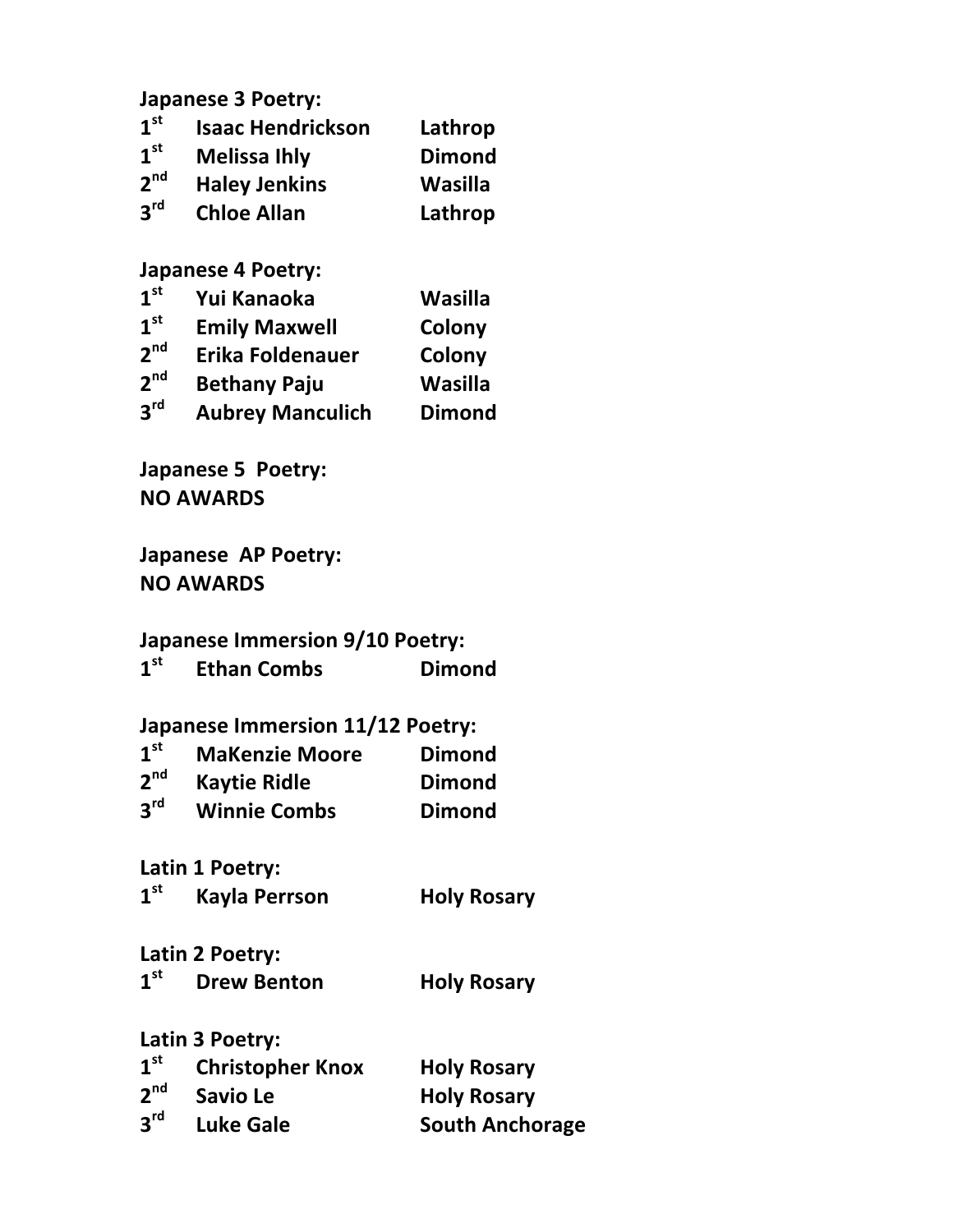**Japanese 3 Poetry:**

| | | |
|---|---|---|
| **1st** | **Isaac Hendrickson** | **Lathrop** |
| **1st** | **Melissa Ihly** | **Dimond** |
| **2nd** | **Haley Jenkins** | **Wasilla** |
| **3rd** | **Chloe Allan** | **Lathrop** |

**Japanese 4 Poetry:**

| | | |
|---|---|---|
| **1st** | **Yui Kanaoka** | **Wasilla** |
| **1st** | **Emily Maxwell** | **Colony** |
| **2nd** | **Erika Foldenauer** | **Colony** |
| **2nd** | **Bethany Paju** | **Wasilla** |
| **3rd** | **Aubrey Manculich** | **Dimond** |

**Japanese 5 Poetry:**
**NO AWARDS**

**Japanese AP Poetry:**
**NO AWARDS**

**Japanese Immersion 9/10 Poetry:**

| | | |
|---|---|---|
| **1st** | **Ethan Combs** | **Dimond** |

**Japanese Immersion 11/12 Poetry:**

| | | |
|---|---|---|
| **1st** | **MaKenzie Moore** | **Dimond** |
| **2nd** | **Kaytie Ridle** | **Dimond** |
| **3rd** | **Winnie Combs** | **Dimond** |

**Latin 1 Poetry:**

| | | |
|---|---|---|
| **1st** | **Kayla Perrson** | **Holy Rosary** |

**Latin 2 Poetry:**

| | | |
|---|---|---|
| **1st** | **Drew Benton** | **Holy Rosary** |

**Latin 3 Poetry:**

| | | |
|---|---|---|
| **1st** | **Christopher Knox** | **Holy Rosary** |
| **2nd** | **Savio Le** | **Holy Rosary** |
| **3rd** | **Luke Gale** | **South Anchorage** |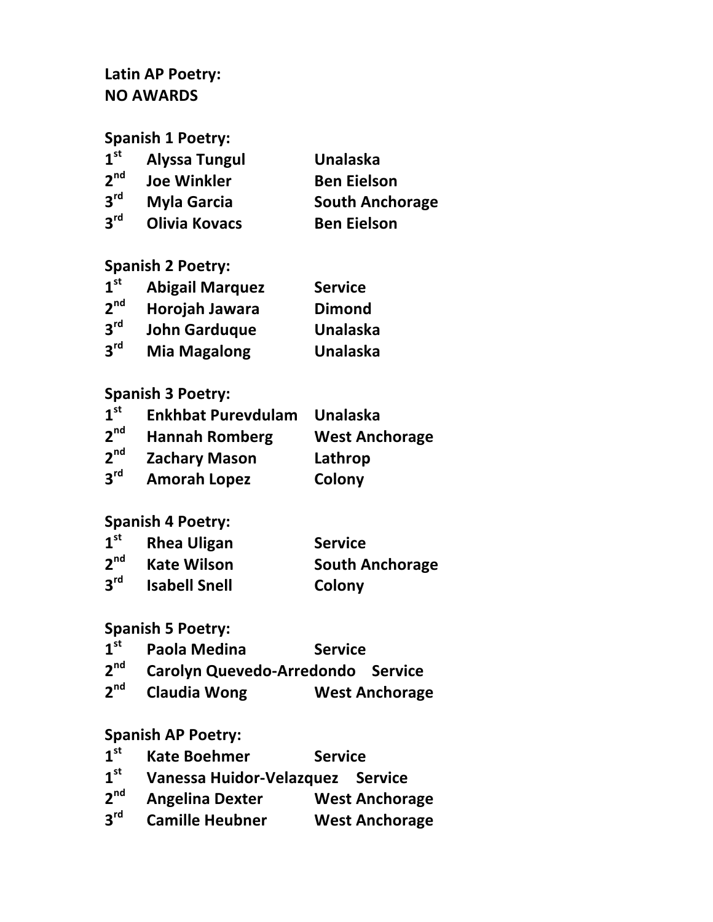**Latin AP Poetry:**
**NO AWARDS**

**Spanish 1 Poetry:**

| Place | Name | School |
|---|---|---|
| 1st | Alyssa Tungul | Unalaska |
| 2nd | Joe Winkler | Ben Eielson |
| 3rd | Myla Garcia | South Anchorage |
| 3rd | Olivia Kovacs | Ben Eielson |

**Spanish 2 Poetry:**

| Place | Name | School |
|---|---|---|
| 1st | Abigail Marquez | Service |
| 2nd | Horojah Jawara | Dimond |
| 3rd | John Garduque | Unalaska |
| 3rd | Mia Magalong | Unalaska |

**Spanish 3 Poetry:**

| Place | Name | School |
|---|---|---|
| 1st | Enkhbat Purevdulam | Unalaska |
| 2nd | Hannah Romberg | West Anchorage |
| 2nd | Zachary Mason | Lathrop |
| 3rd | Amorah Lopez | Colony |

**Spanish 4 Poetry:**

| Place | Name | School |
|---|---|---|
| 1st | Rhea Uligan | Service |
| 2nd | Kate Wilson | South Anchorage |
| 3rd | Isabell Snell | Colony |

**Spanish 5 Poetry:**

| Place | Name | School |
|---|---|---|
| 1st | Paola Medina | Service |
| 2nd | Carolyn Quevedo-Arredondo | Service |
| 2nd | Claudia Wong | West Anchorage |

**Spanish AP Poetry:**

| Place | Name | School |
|---|---|---|
| 1st | Kate Boehmer | Service |
| 1st | Vanessa Huidor-Velazquez | Service |
| 2nd | Angelina Dexter | West Anchorage |
| 3rd | Camille Heubner | West Anchorage |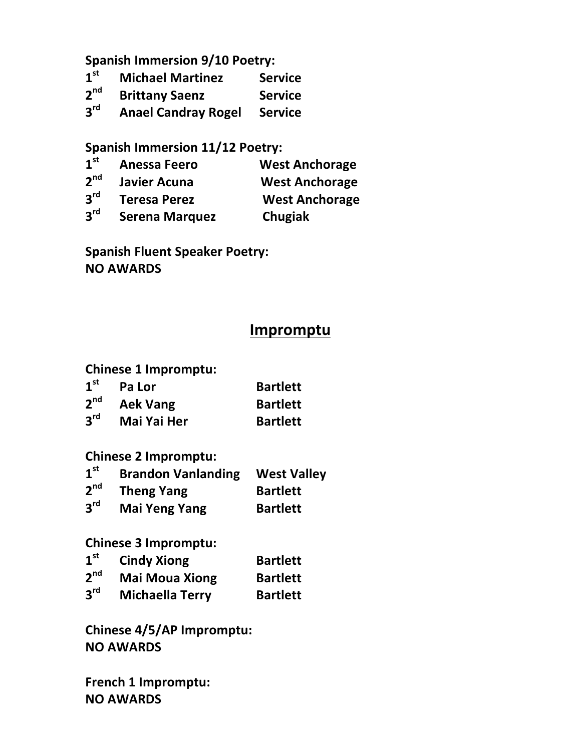**Spanish Immersion 9/10 Poetry:**

| | | |
|---|---|---|
| **1st** | **Michael Martinez** | **Service** |
| **2nd** | **Brittany Saenz** | **Service** |
| **3rd** | **Anael Candray Rogel** | **Service** |

**Spanish Immersion 11/12 Poetry:**

| | | |
|---|---|---|
| **1st** | **Anessa Feero** | **West Anchorage** |
| **2nd** | **Javier Acuna** | **West Anchorage** |
| **3rd** | **Teresa Perez** | **West Anchorage** |
| **3rd** | **Serena Marquez** | **Chugiak** |

**Spanish Fluent Speaker Poetry:**
**NO AWARDS**

## Impromptu

**Chinese 1 Impromptu:**

| | | |
|---|---|---|
| **1st** | **Pa Lor** | **Bartlett** |
| **2nd** | **Aek Vang** | **Bartlett** |
| **3rd** | **Mai Yai Her** | **Bartlett** |

**Chinese 2 Impromptu:**

| | | |
|---|---|---|
| **1st** | **Brandon Vanlanding** | **West Valley** |
| **2nd** | **Theng Yang** | **Bartlett** |
| **3rd** | **Mai Yeng Yang** | **Bartlett** |

**Chinese 3 Impromptu:**

| | | |
|---|---|---|
| **1st** | **Cindy Xiong** | **Bartlett** |
| **2nd** | **Mai Moua Xiong** | **Bartlett** |
| **3rd** | **Michaella Terry** | **Bartlett** |

**Chinese 4/5/AP Impromptu:**
**NO AWARDS**

**French 1 Impromptu:**
**NO AWARDS**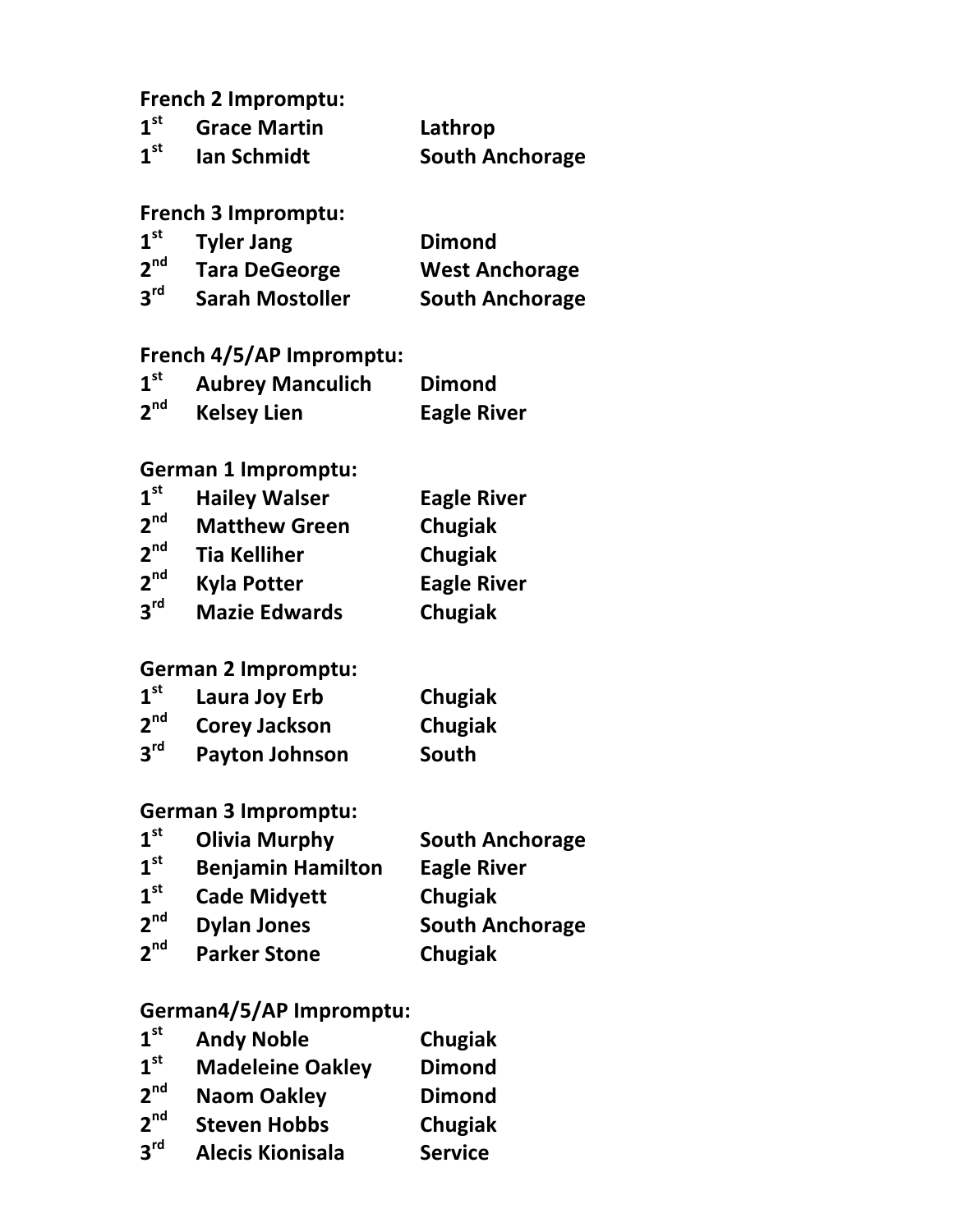**French 2 Impromptu:**

| | | |
|---|---|---|
| 1st | Grace Martin | Lathrop |
| 1st | Ian Schmidt | South Anchorage |

**French 3 Impromptu:**

| | | |
|---|---|---|
| 1st | Tyler Jang | Dimond |
| 2nd | Tara DeGeorge | West Anchorage |
| 3rd | Sarah Mostoller | South Anchorage |

**French 4/5/AP Impromptu:**

| | | |
|---|---|---|
| 1st | Aubrey Manculich | Dimond |
| 2nd | Kelsey Lien | Eagle River |

**German 1 Impromptu:**

| | | |
|---|---|---|
| 1st | Hailey Walser | Eagle River |
| 2nd | Matthew Green | Chugiak |
| 2nd | Tia Kelliher | Chugiak |
| 2nd | Kyla Potter | Eagle River |
| 3rd | Mazie Edwards | Chugiak |

**German 2 Impromptu:**

| | | |
|---|---|---|
| 1st | Laura Joy Erb | Chugiak |
| 2nd | Corey Jackson | Chugiak |
| 3rd | Payton Johnson | South |

**German 3 Impromptu:**

| | | |
|---|---|---|
| 1st | Olivia Murphy | South Anchorage |
| 1st | Benjamin Hamilton | Eagle River |
| 1st | Cade Midyett | Chugiak |
| 2nd | Dylan Jones | South Anchorage |
| 2nd | Parker Stone | Chugiak |

**German4/5/AP Impromptu:**

| | | |
|---|---|---|
| 1st | Andy Noble | Chugiak |
| 1st | Madeleine Oakley | Dimond |
| 2nd | Naom Oakley | Dimond |
| 2nd | Steven Hobbs | Chugiak |
| 3rd | Alecis Kionisala | Service |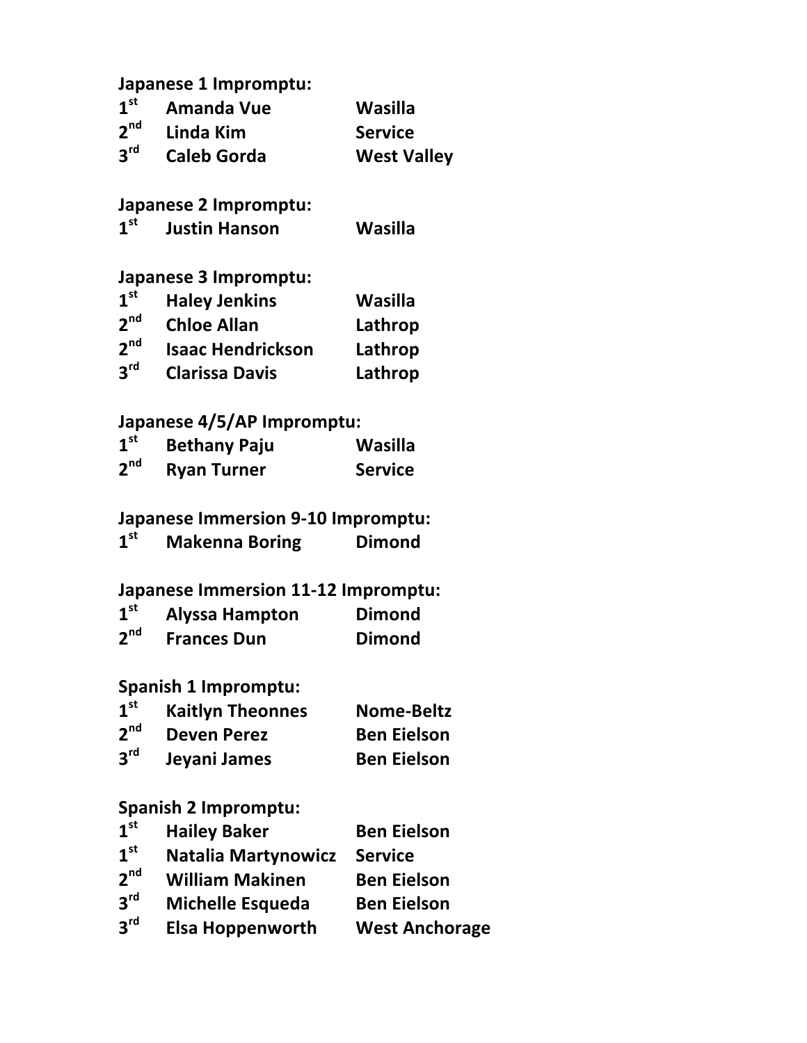**Japanese 1 Impromptu:**

| | | |
|---|---|---|
| 1st | Amanda Vue | Wasilla |
| 2nd | Linda Kim | Service |
| 3rd | Caleb Gorda | West Valley |

**Japanese 2 Impromptu:**

| | | |
|---|---|---|
| 1st | Justin Hanson | Wasilla |

**Japanese 3 Impromptu:**

| | | |
|---|---|---|
| 1st | Haley Jenkins | Wasilla |
| 2nd | Chloe Allan | Lathrop |
| 2nd | Isaac Hendrickson | Lathrop |
| 3rd | Clarissa Davis | Lathrop |

**Japanese 4/5/AP Impromptu:**

| | | |
|---|---|---|
| 1st | Bethany Paju | Wasilla |
| 2nd | Ryan Turner | Service |

**Japanese Immersion 9-10 Impromptu:**

| | | |
|---|---|---|
| 1st | Makenna Boring | Dimond |

**Japanese Immersion 11-12 Impromptu:**

| | | |
|---|---|---|
| 1st | Alyssa Hampton | Dimond |
| 2nd | Frances Dun | Dimond |

**Spanish 1 Impromptu:**

| | | |
|---|---|---|
| 1st | Kaitlyn Theonnes | Nome-Beltz |
| 2nd | Deven Perez | Ben Eielson |
| 3rd | Jeyani James | Ben Eielson |

**Spanish 2 Impromptu:**

| | | |
|---|---|---|
| 1st | Hailey Baker | Ben Eielson |
| 1st | Natalia Martynowicz | Service |
| 2nd | William Makinen | Ben Eielson |
| 3rd | Michelle Esqueda | Ben Eielson |
| 3rd | Elsa Hoppenworth | West Anchorage |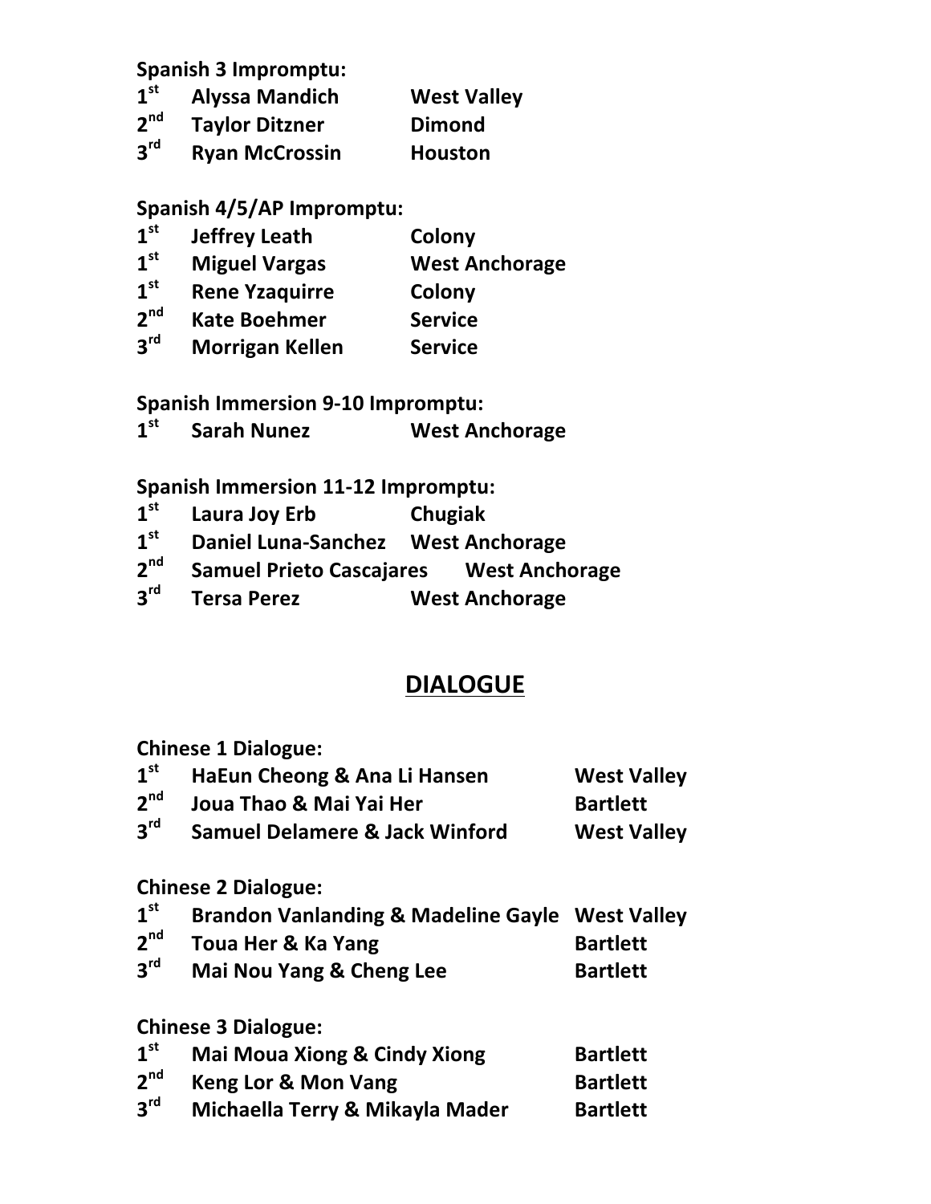**Spanish 3 Impromptu:**

| | | |
|---|---|---|
| 1st | Alyssa Mandich | West Valley |
| 2nd | Taylor Ditzner | Dimond |
| 3rd | Ryan McCrossin | Houston |

**Spanish 4/5/AP Impromptu:**

| | | |
|---|---|---|
| 1st | Jeffrey Leath | Colony |
| 1st | Miguel Vargas | West Anchorage |
| 1st | Rene Yzaquirre | Colony |
| 2nd | Kate Boehmer | Service |
| 3rd | Morrigan Kellen | Service |

**Spanish Immersion 9-10 Impromptu:**

| | | |
|---|---|---|
| 1st | Sarah Nunez | West Anchorage |

**Spanish Immersion 11-12 Impromptu:**

| | | |
|---|---|---|
| 1st | Laura Joy Erb | Chugiak |
| 1st | Daniel Luna-Sanchez | West Anchorage |
| 2nd | Samuel Prieto Cascajares | West Anchorage |
| 3rd | Tersa Perez | West Anchorage |

## DIALOGUE

**Chinese 1 Dialogue:**

| | | |
|---|---|---|
| 1st | HaEun Cheong & Ana Li Hansen | West Valley |
| 2nd | Joua Thao & Mai Yai Her | Bartlett |
| 3rd | Samuel Delamere & Jack Winford | West Valley |

**Chinese 2 Dialogue:**

| | | |
|---|---|---|
| 1st | Brandon Vanlanding & Madeline Gayle | West Valley |
| 2nd | Toua Her & Ka Yang | Bartlett |
| 3rd | Mai Nou Yang & Cheng Lee | Bartlett |

**Chinese 3 Dialogue:**

| | | |
|---|---|---|
| 1st | Mai Moua Xiong & Cindy Xiong | Bartlett |
| 2nd | Keng Lor & Mon Vang | Bartlett |
| 3rd | Michaella Terry & Mikayla Mader | Bartlett |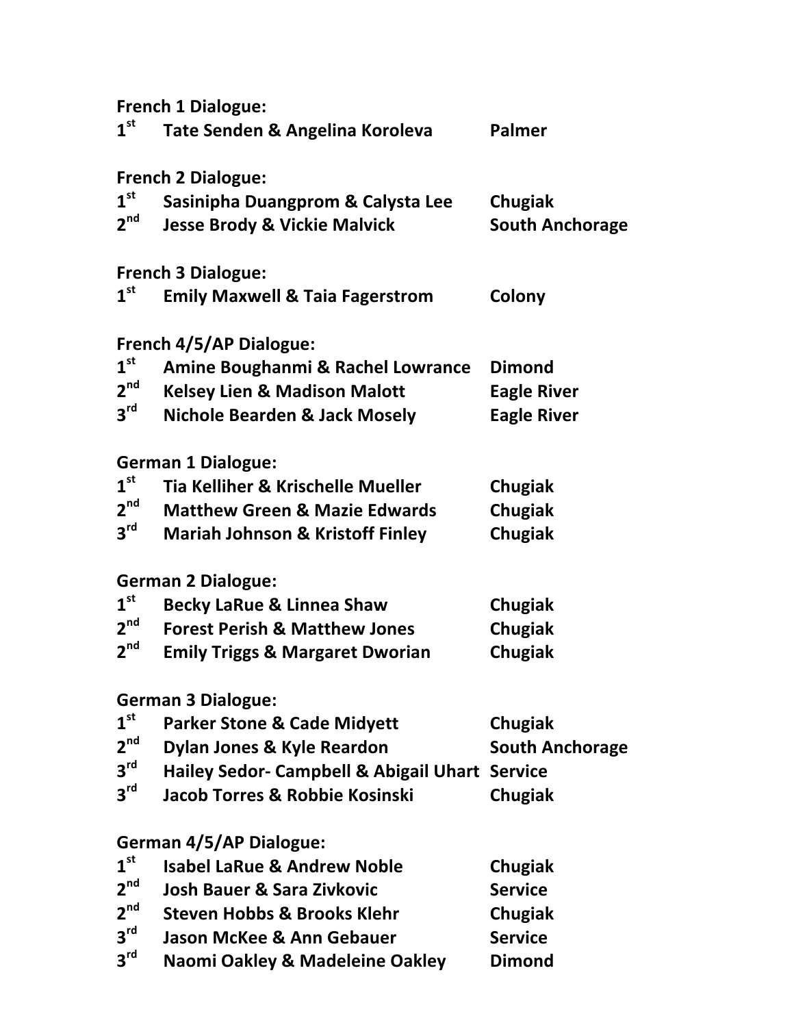**French 1 Dialogue:**

| | | |
|---|---|---|
| **1st** | **Tate Senden & Angelina Koroleva** | **Palmer** |

**French 2 Dialogue:**

| | | |
|---|---|---|
| **1st** | **Sasinipha Duangprom & Calysta Lee** | **Chugiak** |
| **2nd** | **Jesse Brody & Vickie Malvick** | **South Anchorage** |

**French 3 Dialogue:**

| | | |
|---|---|---|
| **1st** | **Emily Maxwell & Taia Fagerstrom** | **Colony** |

**French 4/5/AP Dialogue:**

| | | |
|---|---|---|
| **1st** | **Amine Boughanmi & Rachel Lowrance** | **Dimond** |
| **2nd** | **Kelsey Lien & Madison Malott** | **Eagle River** |
| **3rd** | **Nichole Bearden & Jack Mosely** | **Eagle River** |

**German 1 Dialogue:**

| | | |
|---|---|---|
| **1st** | **Tia Kelliher & Krischelle Mueller** | **Chugiak** |
| **2nd** | **Matthew Green & Mazie Edwards** | **Chugiak** |
| **3rd** | **Mariah Johnson & Kristoff Finley** | **Chugiak** |

**German 2 Dialogue:**

| | | |
|---|---|---|
| **1st** | **Becky LaRue & Linnea Shaw** | **Chugiak** |
| **2nd** | **Forest Perish & Matthew Jones** | **Chugiak** |
| **2nd** | **Emily Triggs & Margaret Dworian** | **Chugiak** |

**German 3 Dialogue:**

| | | |
|---|---|---|
| **1st** | **Parker Stone & Cade Midyett** | **Chugiak** |
| **2nd** | **Dylan Jones & Kyle Reardon** | **South Anchorage** |
| **3rd** | **Hailey Sedor- Campbell & Abigail Uhart** | **Service** |
| **3rd** | **Jacob Torres & Robbie Kosinski** | **Chugiak** |

**German 4/5/AP Dialogue:**

| | | |
|---|---|---|
| **1st** | **Isabel LaRue & Andrew Noble** | **Chugiak** |
| **2nd** | **Josh Bauer & Sara Zivkovic** | **Service** |
| **2nd** | **Steven Hobbs & Brooks Klehr** | **Chugiak** |
| **3rd** | **Jason McKee & Ann Gebauer** | **Service** |
| **3rd** | **Naomi Oakley & Madeleine Oakley** | **Dimond** |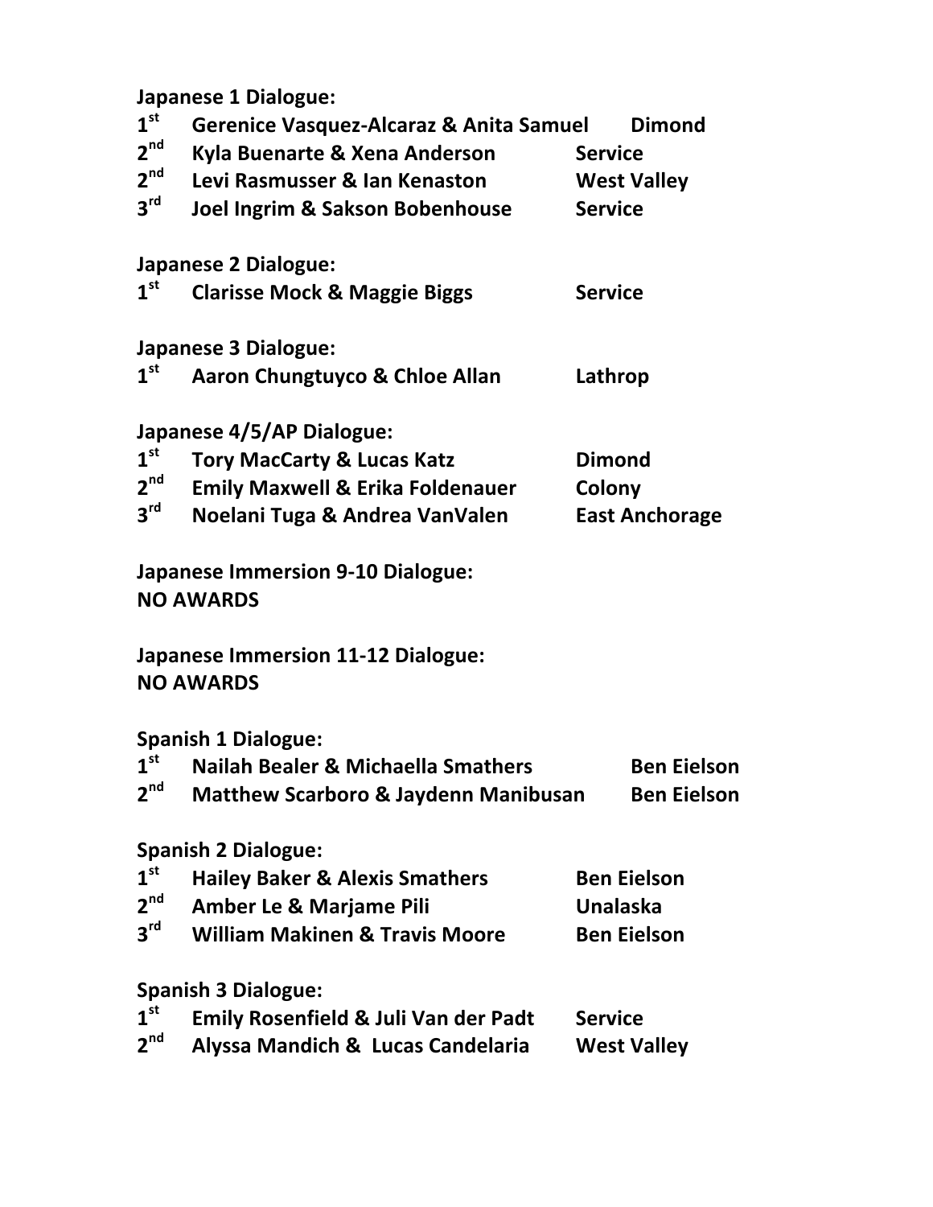**Japanese 1 Dialogue:**

| | | |
|---|---|---|
| 1st | Gerenice Vasquez-Alcaraz & Anita Samuel | Dimond |
| 2nd | Kyla Buenarte & Xena Anderson | Service |
| 2nd | Levi Rasmusser & Ian Kenaston | West Valley |
| 3rd | Joel Ingrim & Sakson Bobenhouse | Service |

**Japanese 2 Dialogue:**

| | | |
|---|---|---|
| 1st | Clarisse Mock & Maggie Biggs | Service |

**Japanese 3 Dialogue:**

| | | |
|---|---|---|
| 1st | Aaron Chungtuyco & Chloe Allan | Lathrop |

**Japanese 4/5/AP Dialogue:**

| | | |
|---|---|---|
| 1st | Tory MacCarty & Lucas Katz | Dimond |
| 2nd | Emily Maxwell & Erika Foldenauer | Colony |
| 3rd | Noelani Tuga & Andrea VanValen | East Anchorage |

**Japanese Immersion 9-10 Dialogue:**
**NO AWARDS**

**Japanese Immersion 11-12 Dialogue:**
**NO AWARDS**

**Spanish 1 Dialogue:**

| | | |
|---|---|---|
| 1st | Nailah Bealer & Michaella Smathers | Ben Eielson |
| 2nd | Matthew Scarboro & Jaydenn Manibusan | Ben Eielson |

**Spanish 2 Dialogue:**

| | | |
|---|---|---|
| 1st | Hailey Baker & Alexis Smathers | Ben Eielson |
| 2nd | Amber Le & Marjame Pili | Unalaska |
| 3rd | William Makinen & Travis Moore | Ben Eielson |

**Spanish 3 Dialogue:**

| | | |
|---|---|---|
| 1st | Emily Rosenfield & Juli Van der Padt | Service |
| 2nd | Alyssa Mandich & Lucas Candelaria | West Valley |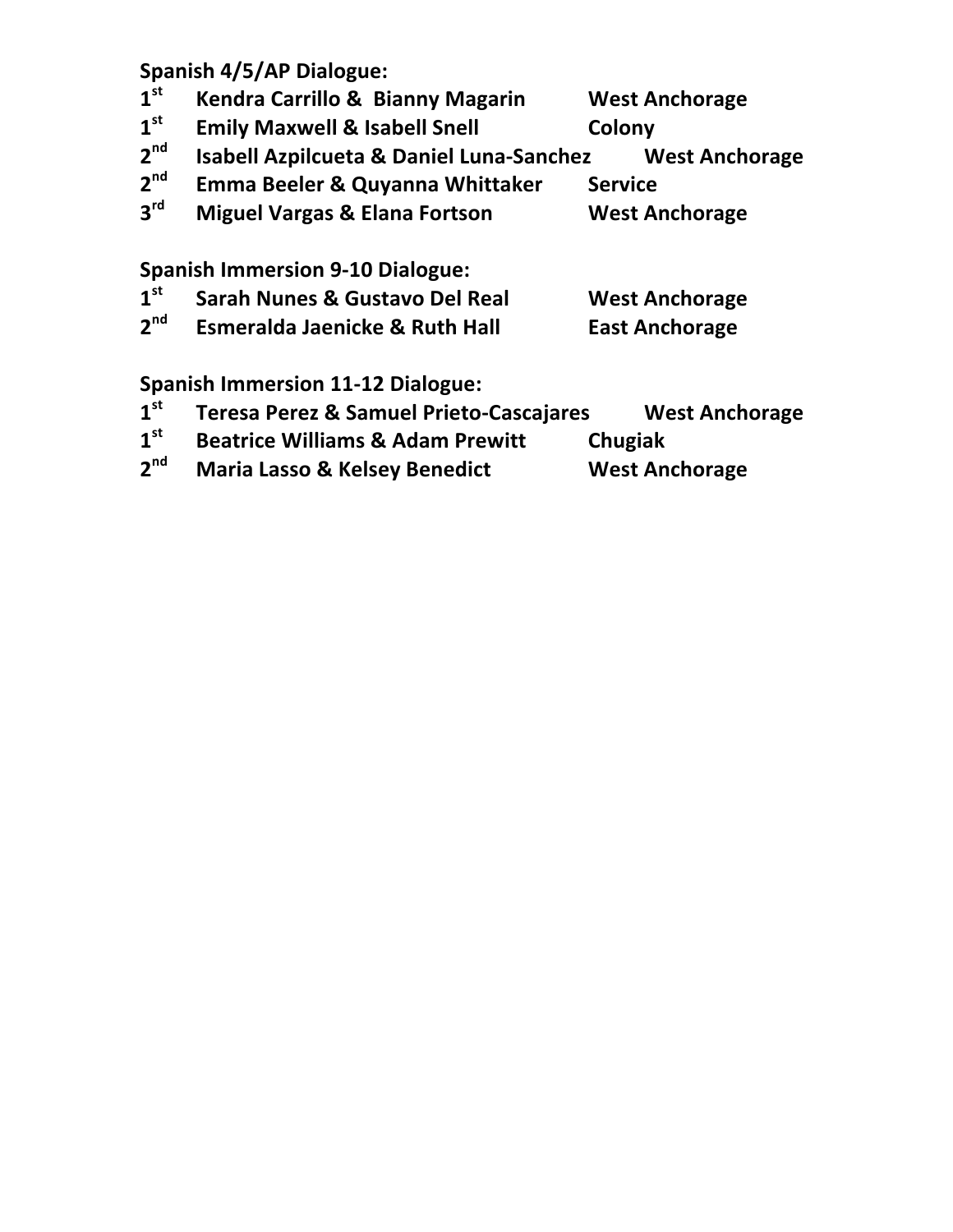**Spanish 4/5/AP Dialogue:**

| | | |
|---|---|---|
| **1st** | **Kendra Carrillo & Bianny Magarin** | **West Anchorage** |
| **1st** | **Emily Maxwell & Isabell Snell** | **Colony** |
| **2nd** | **Isabell Azpilcueta & Daniel Luna-Sanchez** | **West Anchorage** |
| **2nd** | **Emma Beeler & Quyanna Whittaker** | **Service** |
| **3rd** | **Miguel Vargas & Elana Fortson** | **West Anchorage** |

**Spanish Immersion 9-10 Dialogue:**

| | | |
|---|---|---|
| **1st** | **Sarah Nunes & Gustavo Del Real** | **West Anchorage** |
| **2nd** | **Esmeralda Jaenicke & Ruth Hall** | **East Anchorage** |

**Spanish Immersion 11-12 Dialogue:**

| | | |
|---|---|---|
| **1st** | **Teresa Perez & Samuel Prieto-Cascajares** | **West Anchorage** |
| **1st** | **Beatrice Williams & Adam Prewitt** | **Chugiak** |
| **2nd** | **Maria Lasso & Kelsey Benedict** | **West Anchorage** |